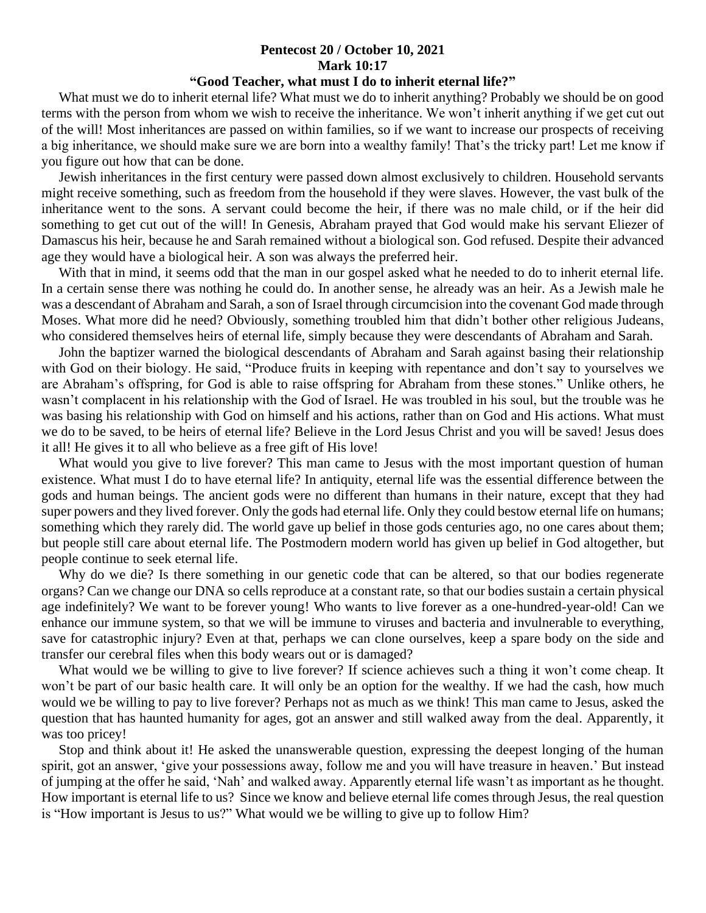**Pentecost 20 / October 10, 2021**
**Mark 10:17**
**"Good Teacher, what must I do to inherit eternal life?"**

What must we do to inherit eternal life? What must we do to inherit anything? Probably we should be on good terms with the person from whom we wish to receive the inheritance. We won't inherit anything if we get cut out of the will! Most inheritances are passed on within families, so if we want to increase our prospects of receiving a big inheritance, we should make sure we are born into a wealthy family! That's the tricky part! Let me know if you figure out how that can be done.

Jewish inheritances in the first century were passed down almost exclusively to children. Household servants might receive something, such as freedom from the household if they were slaves. However, the vast bulk of the inheritance went to the sons. A servant could become the heir, if there was no male child, or if the heir did something to get cut out of the will! In Genesis, Abraham prayed that God would make his servant Eliezer of Damascus his heir, because he and Sarah remained without a biological son. God refused. Despite their advanced age they would have a biological heir. A son was always the preferred heir.

With that in mind, it seems odd that the man in our gospel asked what he needed to do to inherit eternal life. In a certain sense there was nothing he could do. In another sense, he already was an heir. As a Jewish male he was a descendant of Abraham and Sarah, a son of Israel through circumcision into the covenant God made through Moses. What more did he need? Obviously, something troubled him that didn't bother other religious Judeans, who considered themselves heirs of eternal life, simply because they were descendants of Abraham and Sarah.

John the baptizer warned the biological descendants of Abraham and Sarah against basing their relationship with God on their biology. He said, "Produce fruits in keeping with repentance and don't say to yourselves we are Abraham's offspring, for God is able to raise offspring for Abraham from these stones." Unlike others, he wasn't complacent in his relationship with the God of Israel. He was troubled in his soul, but the trouble was he was basing his relationship with God on himself and his actions, rather than on God and His actions. What must we do to be saved, to be heirs of eternal life? Believe in the Lord Jesus Christ and you will be saved! Jesus does it all! He gives it to all who believe as a free gift of His love!

What would you give to live forever? This man came to Jesus with the most important question of human existence. What must I do to have eternal life? In antiquity, eternal life was the essential difference between the gods and human beings. The ancient gods were no different than humans in their nature, except that they had super powers and they lived forever. Only the gods had eternal life. Only they could bestow eternal life on humans; something which they rarely did. The world gave up belief in those gods centuries ago, no one cares about them; but people still care about eternal life. The Postmodern modern world has given up belief in God altogether, but people continue to seek eternal life.

Why do we die? Is there something in our genetic code that can be altered, so that our bodies regenerate organs? Can we change our DNA so cells reproduce at a constant rate, so that our bodies sustain a certain physical age indefinitely? We want to be forever young! Who wants to live forever as a one-hundred-year-old! Can we enhance our immune system, so that we will be immune to viruses and bacteria and invulnerable to everything, save for catastrophic injury? Even at that, perhaps we can clone ourselves, keep a spare body on the side and transfer our cerebral files when this body wears out or is damaged?

What would we be willing to give to live forever? If science achieves such a thing it won't come cheap. It won't be part of our basic health care. It will only be an option for the wealthy. If we had the cash, how much would we be willing to pay to live forever? Perhaps not as much as we think! This man came to Jesus, asked the question that has haunted humanity for ages, got an answer and still walked away from the deal. Apparently, it was too pricey!

Stop and think about it! He asked the unanswerable question, expressing the deepest longing of the human spirit, got an answer, 'give your possessions away, follow me and you will have treasure in heaven.' But instead of jumping at the offer he said, 'Nah' and walked away. Apparently eternal life wasn't as important as he thought. How important is eternal life to us? Since we know and believe eternal life comes through Jesus, the real question is "How important is Jesus to us?" What would we be willing to give up to follow Him?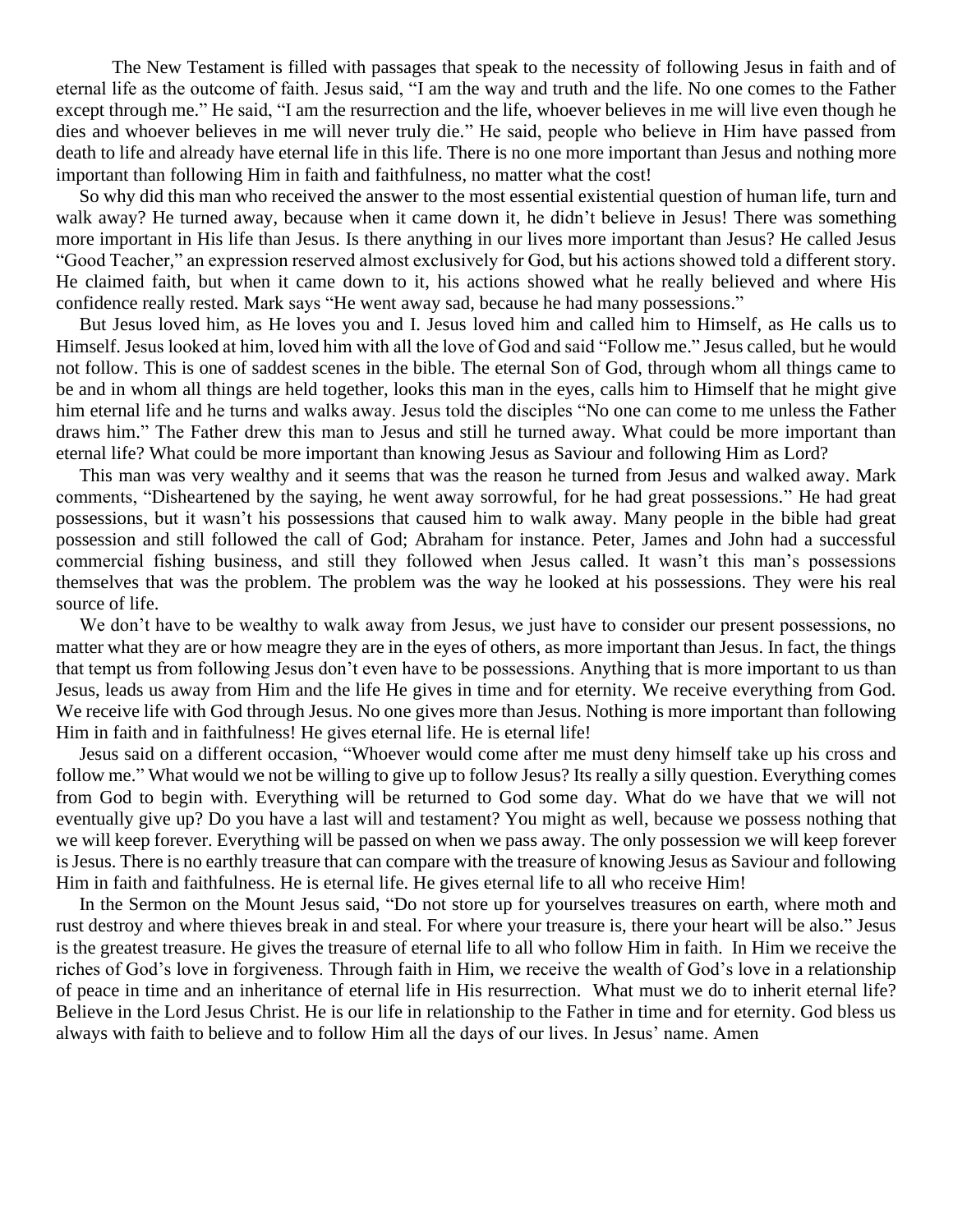The New Testament is filled with passages that speak to the necessity of following Jesus in faith and of eternal life as the outcome of faith. Jesus said, "I am the way and truth and the life. No one comes to the Father except through me." He said, "I am the resurrection and the life, whoever believes in me will live even though he dies and whoever believes in me will never truly die." He said, people who believe in Him have passed from death to life and already have eternal life in this life. There is no one more important than Jesus and nothing more important than following Him in faith and faithfulness, no matter what the cost!

So why did this man who received the answer to the most essential existential question of human life, turn and walk away? He turned away, because when it came down it, he didn't believe in Jesus! There was something more important in His life than Jesus. Is there anything in our lives more important than Jesus? He called Jesus "Good Teacher," an expression reserved almost exclusively for God, but his actions showed told a different story. He claimed faith, but when it came down to it, his actions showed what he really believed and where His confidence really rested. Mark says "He went away sad, because he had many possessions."

But Jesus loved him, as He loves you and I. Jesus loved him and called him to Himself, as He calls us to Himself. Jesus looked at him, loved him with all the love of God and said "Follow me." Jesus called, but he would not follow. This is one of saddest scenes in the bible. The eternal Son of God, through whom all things came to be and in whom all things are held together, looks this man in the eyes, calls him to Himself that he might give him eternal life and he turns and walks away. Jesus told the disciples "No one can come to me unless the Father draws him." The Father drew this man to Jesus and still he turned away. What could be more important than eternal life? What could be more important than knowing Jesus as Saviour and following Him as Lord?

This man was very wealthy and it seems that was the reason he turned from Jesus and walked away. Mark comments, "Disheartened by the saying, he went away sorrowful, for he had great possessions." He had great possessions, but it wasn't his possessions that caused him to walk away. Many people in the bible had great possession and still followed the call of God; Abraham for instance. Peter, James and John had a successful commercial fishing business, and still they followed when Jesus called. It wasn't this man's possessions themselves that was the problem. The problem was the way he looked at his possessions. They were his real source of life.

We don't have to be wealthy to walk away from Jesus, we just have to consider our present possessions, no matter what they are or how meagre they are in the eyes of others, as more important than Jesus. In fact, the things that tempt us from following Jesus don't even have to be possessions. Anything that is more important to us than Jesus, leads us away from Him and the life He gives in time and for eternity. We receive everything from God. We receive life with God through Jesus. No one gives more than Jesus. Nothing is more important than following Him in faith and in faithfulness! He gives eternal life. He is eternal life!

Jesus said on a different occasion, "Whoever would come after me must deny himself take up his cross and follow me." What would we not be willing to give up to follow Jesus? Its really a silly question. Everything comes from God to begin with. Everything will be returned to God some day. What do we have that we will not eventually give up? Do you have a last will and testament? You might as well, because we possess nothing that we will keep forever. Everything will be passed on when we pass away. The only possession we will keep forever is Jesus. There is no earthly treasure that can compare with the treasure of knowing Jesus as Saviour and following Him in faith and faithfulness. He is eternal life. He gives eternal life to all who receive Him!

In the Sermon on the Mount Jesus said, "Do not store up for yourselves treasures on earth, where moth and rust destroy and where thieves break in and steal. For where your treasure is, there your heart will be also." Jesus is the greatest treasure. He gives the treasure of eternal life to all who follow Him in faith. In Him we receive the riches of God's love in forgiveness. Through faith in Him, we receive the wealth of God's love in a relationship of peace in time and an inheritance of eternal life in His resurrection. What must we do to inherit eternal life? Believe in the Lord Jesus Christ. He is our life in relationship to the Father in time and for eternity. God bless us always with faith to believe and to follow Him all the days of our lives. In Jesus' name. Amen